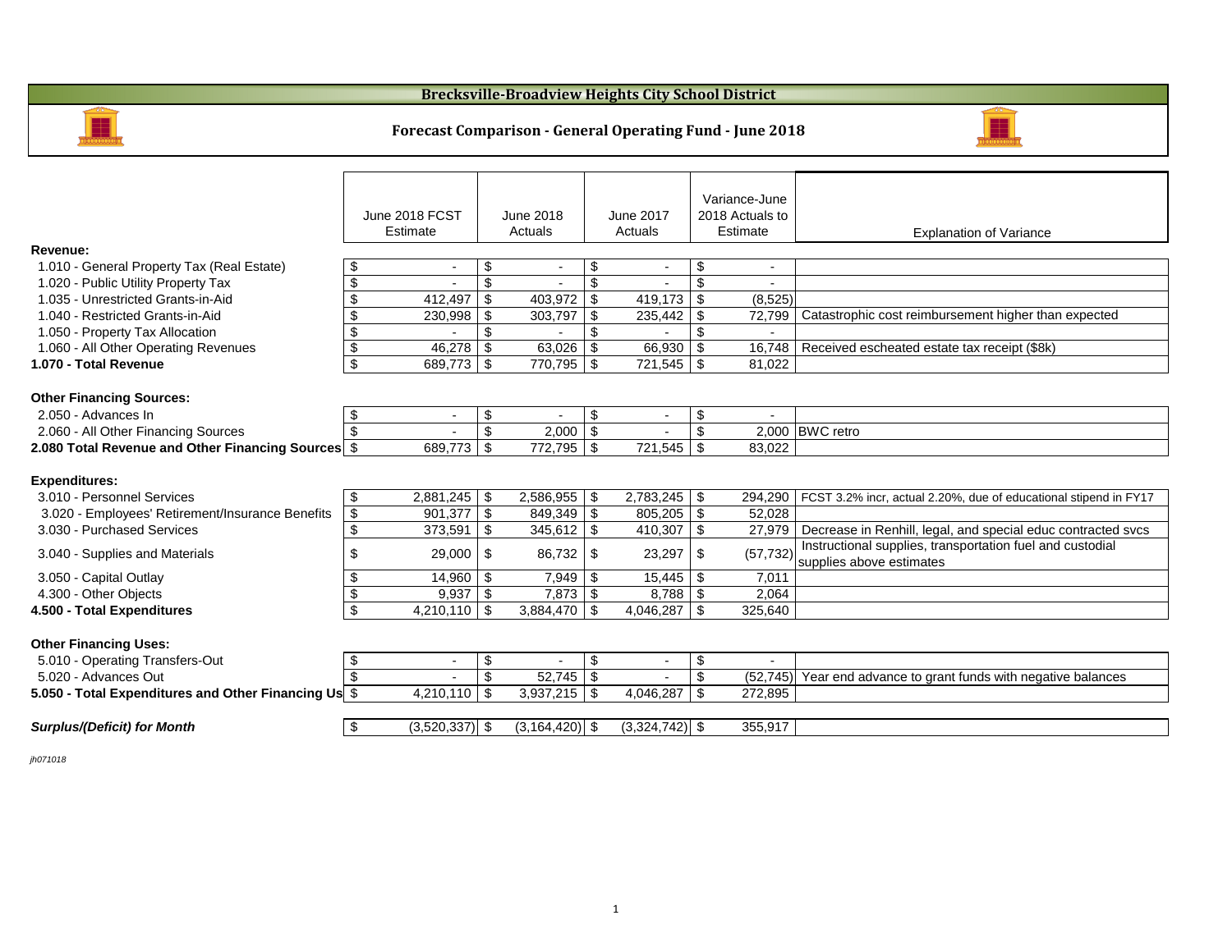# Brecksville-Broadview Heights City School District

## Forecast Comparison - General Operating Fund - June 2018

| | June 2018 FCST Estimate | June 2018 Actuals | June 2017 Actuals | Variance-June 2018 Actuals to Estimate | Explanation of Variance |
|---|---|---|---|---|---|
| **Revenue:** | | | | | |
| 1.010 - General Property Tax (Real Estate) | $ - | $ - | $ - | $ - | |
| 1.020 - Public Utility Property Tax | $ - | $ - | $ - | $ - | |
| 1.035 - Unrestricted Grants-in-Aid | $ 412,497 | $ 403,972 | $ 419,173 | $ (8,525) | |
| 1.040 - Restricted Grants-in-Aid | $ 230,998 | $ 303,797 | $ 235,442 | $ 72,799 | Catastrophic cost reimbursement higher than expected |
| 1.050 - Property Tax Allocation | $ - | $ - | $ - | $ - | |
| 1.060 - All Other Operating Revenues | $ 46,278 | $ 63,026 | $ 66,930 | $ 16,748 | Received escheated estate tax receipt ($8k) |
| **1.070 - Total Revenue** | $ 689,773 | $ 770,795 | $ 721,545 | $ 81,022 | |
| **Other Financing Sources:** | | | | | |
| 2.050 - Advances In | $ - | $ - | $ - | $ - | |
| 2.060 - All Other Financing Sources | $ - | $ 2,000 | $ - | $ 2,000 | BWC retro |
| **2.080 Total Revenue and Other Financing Sources** | $ 689,773 | $ 772,795 | $ 721,545 | $ 83,022 | |
| **Expenditures:** | | | | | |
| 3.010 - Personnel Services | $ 2,881,245 | $ 2,586,955 | $ 2,783,245 | $ 294,290 | FCST 3.2% incr, actual 2.20%, due of educational stipend in FY17 |
| 3.020 - Employees' Retirement/Insurance Benefits | $ 901,377 | $ 849,349 | $ 805,205 | $ 52,028 | |
| 3.030 - Purchased Services | $ 373,591 | $ 345,612 | $ 410,307 | $ 27,979 | Decrease in Renhill, legal, and special educ contracted svcs |
| 3.040 - Supplies and Materials | $ 29,000 | $ 86,732 | $ 23,297 | $ (57,732) | Instructional supplies, transportation fuel and custodial supplies above estimates |
| 3.050 - Capital Outlay | $ 14,960 | $ 7,949 | $ 15,445 | $ 7,011 | |
| 4.300 - Other Objects | $ 9,937 | $ 7,873 | $ 8,788 | $ 2,064 | |
| **4.500 - Total Expenditures** | $ 4,210,110 | $ 3,884,470 | $ 4,046,287 | $ 325,640 | |
| **Other Financing Uses:** | | | | | |
| 5.010 - Operating Transfers-Out | $ - | $ - | $ - | $ - | |
| 5.020 - Advances Out | $ - | $ 52,745 | $ - | $ (52,745) | Year end advance to grant funds with negative balances |
| **5.050 - Total Expenditures and Other Financing Us** | $ 4,210,110 | $ 3,937,215 | $ 4,046,287 | $ 272,895 | |
| ***Surplus/(Deficit) for Month*** | $ (3,520,337) | $ (3,164,420) | $ (3,324,742) | $ 355,917 | |

*jh071018*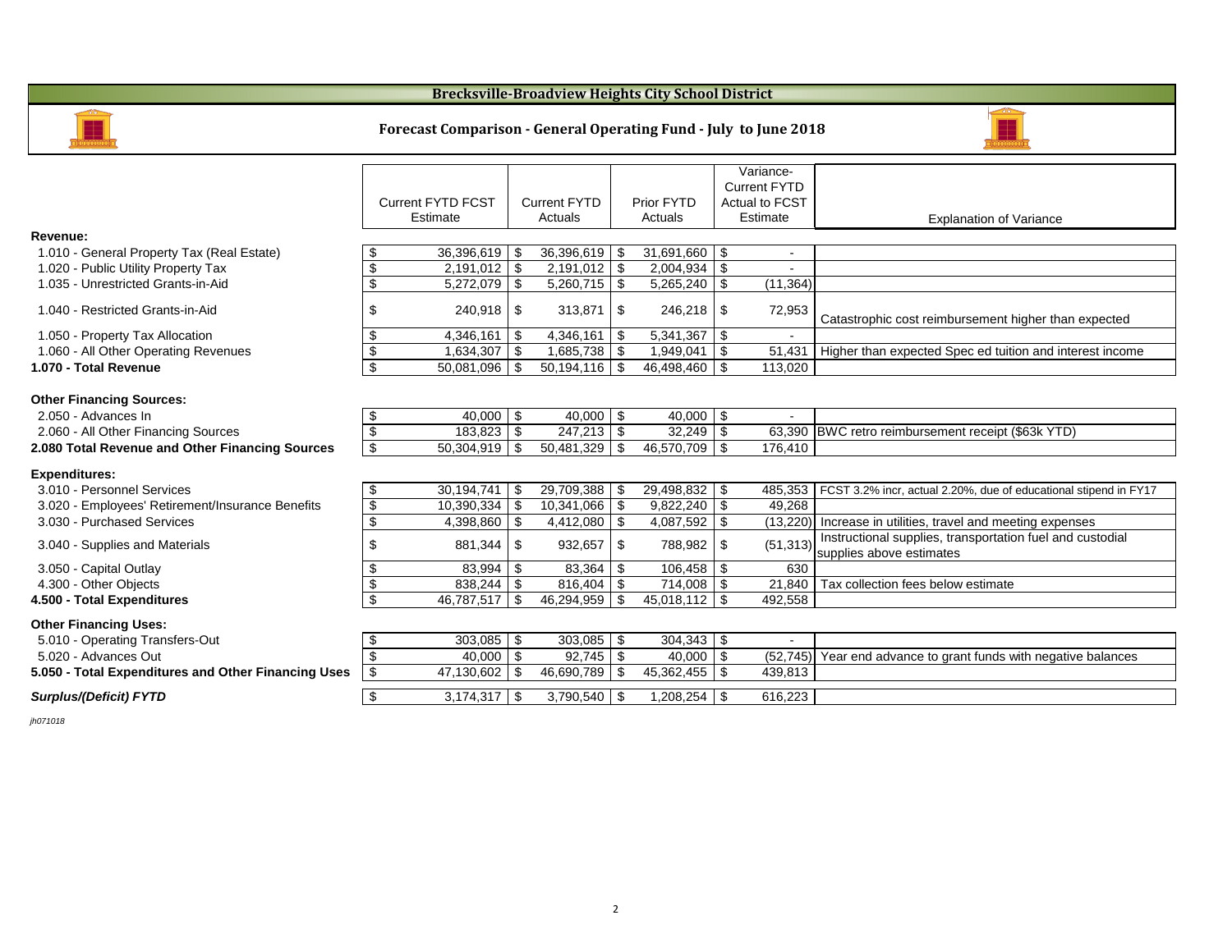# Brecksville-Broadview Heights City School District

## Forecast Comparison - General Operating Fund - July to June 2018

| | Current FYTD FCST Estimate | Current FYTD Actuals | Prior FYTD Actuals | Variance- Current FYTD Actual to FCST Estimate | Explanation of Variance |
|---|---|---|---|---|---|
| **Revenue:** | | | | | |
| 1.010 - General Property Tax (Real Estate) | $ 36,396,619 | $ 36,396,619 | $ 31,691,660 | $ - | |
| 1.020 - Public Utility Property Tax | $ 2,191,012 | $ 2,191,012 | $ 2,004,934 | $ - | |
| 1.035 - Unrestricted Grants-in-Aid | $ 5,272,079 | $ 5,260,715 | $ 5,265,240 | $ (11,364) | |
| 1.040 - Restricted Grants-in-Aid | $ 240,918 | $ 313,871 | $ 246,218 | $ 72,953 | Catastrophic cost reimbursement higher than expected |
| 1.050 - Property Tax Allocation | $ 4,346,161 | $ 4,346,161 | $ 5,341,367 | $ - | |
| 1.060 - All Other Operating Revenues | $ 1,634,307 | $ 1,685,738 | $ 1,949,041 | $ 51,431 | Higher than expected Spec ed tuition and interest income |
| **1.070 - Total Revenue** | $ 50,081,096 | $ 50,194,116 | $ 46,498,460 | $ 113,020 | |
| **Other Financing Sources:** | | | | | |
| 2.050 - Advances In | $ 40,000 | $ 40,000 | $ 40,000 | $ - | |
| 2.060 - All Other Financing Sources | $ 183,823 | $ 247,213 | $ 32,249 | $ 63,390 | BWC retro reimbursement receipt ($63k YTD) |
| **2.080 Total Revenue and Other Financing Sources** | $ 50,304,919 | $ 50,481,329 | $ 46,570,709 | $ 176,410 | |
| **Expenditures:** | | | | | |
| 3.010 - Personnel Services | $ 30,194,741 | $ 29,709,388 | $ 29,498,832 | $ 485,353 | FCST 3.2% incr, actual 2.20%, due of educational stipend in FY17 |
| 3.020 - Employees' Retirement/Insurance Benefits | $ 10,390,334 | $ 10,341,066 | $ 9,822,240 | $ 49,268 | |
| 3.030 - Purchased Services | $ 4,398,860 | $ 4,412,080 | $ 4,087,592 | $ (13,220) | Increase in utilities, travel and meeting expenses |
| 3.040 - Supplies and Materials | $ 881,344 | $ 932,657 | $ 788,982 | $ (51,313) | Instructional supplies, transportation fuel and custodial supplies above estimates |
| 3.050 - Capital Outlay | $ 83,994 | $ 83,364 | $ 106,458 | $ 630 | |
| 4.300 - Other Objects | $ 838,244 | $ 816,404 | $ 714,008 | $ 21,840 | Tax collection fees below estimate |
| **4.500 - Total Expenditures** | $ 46,787,517 | $ 46,294,959 | $ 45,018,112 | $ 492,558 | |
| **Other Financing Uses:** | | | | | |
| 5.010 - Operating Transfers-Out | $ 303,085 | $ 303,085 | $ 304,343 | $ - | |
| 5.020 - Advances Out | $ 40,000 | $ 92,745 | $ 40,000 | $ (52,745) | Year end advance to grant funds with negative balances |
| **5.050 - Total Expenditures and Other Financing Uses** | $ 47,130,602 | $ 46,690,789 | $ 45,362,455 | $ 439,813 | |
| ***Surplus/(Deficit) FYTD*** | $ 3,174,317 | $ 3,790,540 | $ 1,208,254 | $ 616,223 | |

*jh071018*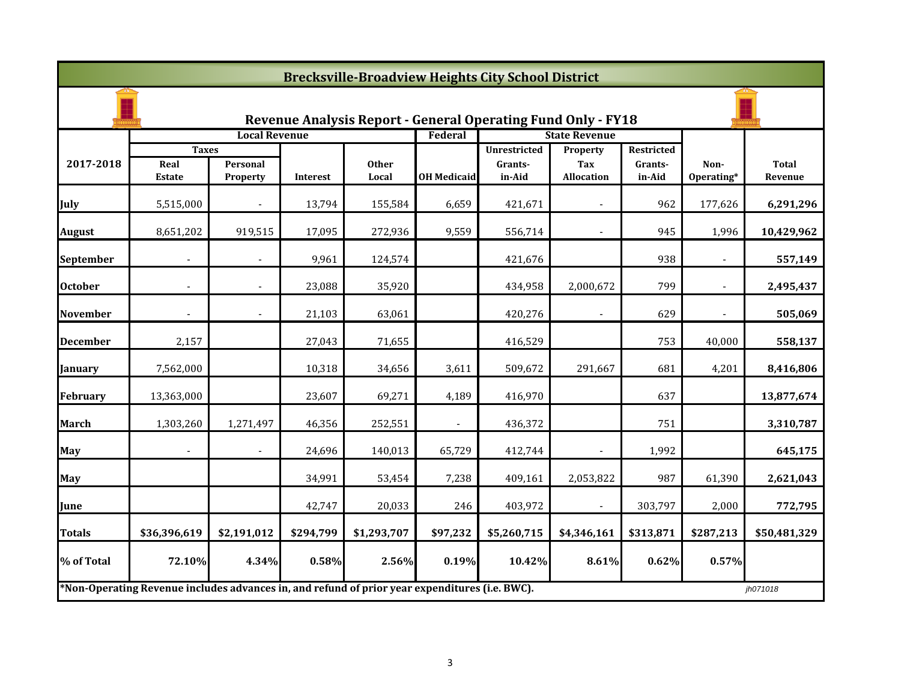# Brecksville-Broadview Heights City School District

## Revenue Analysis Report - General Operating Fund Only - FY18

| 2017-2018 | Local Revenue | | | | Federal | State Revenue | | | | |
|---|---|---|---|---|---|---|---|---|---|---|
| | Taxes | | | | | Unrestricted | Property | Restricted | | |
| | Real Estate | Personal Property | Interest | Other Local | OH Medicaid | Grants-in-Aid | Tax Allocation | Grants-in-Aid | Non-Operating* | Total Revenue |
| **July** | 5,515,000 | - | 13,794 | 155,584 | 6,659 | 421,671 | - | 962 | 177,626 | **6,291,296** |
| **August** | 8,651,202 | 919,515 | 17,095 | 272,936 | 9,559 | 556,714 | - | 945 | 1,996 | **10,429,962** |
| **September** | - | - | 9,961 | 124,574 | | 421,676 | | 938 | - | **557,149** |
| **October** | - | - | 23,088 | 35,920 | | 434,958 | 2,000,672 | 799 | - | **2,495,437** |
| **November** | - | - | 21,103 | 63,061 | | 420,276 | - | 629 | - | **505,069** |
| **December** | 2,157 | | 27,043 | 71,655 | | 416,529 | | 753 | 40,000 | **558,137** |
| **January** | 7,562,000 | | 10,318 | 34,656 | 3,611 | 509,672 | 291,667 | 681 | 4,201 | **8,416,806** |
| **February** | 13,363,000 | | 23,607 | 69,271 | 4,189 | 416,970 | | 637 | | **13,877,674** |
| **March** | 1,303,260 | 1,271,497 | 46,356 | 252,551 | - | 436,372 | | 751 | | **3,310,787** |
| **May** | - | - | 24,696 | 140,013 | 65,729 | 412,744 | - | 1,992 | | **645,175** |
| **May** | | | 34,991 | 53,454 | 7,238 | 409,161 | 2,053,822 | 987 | 61,390 | **2,621,043** |
| **June** | | | 42,747 | 20,033 | 246 | 403,972 | - | 303,797 | 2,000 | **772,795** |
| **Totals** | **$36,396,619** | **$2,191,012** | **$294,799** | **$1,293,707** | **$97,232** | **$5,260,715** | **$4,346,161** | **$313,871** | **$287,213** | **$50,481,329** |
| **% of Total** | **72.10%** | **4.34%** | **0.58%** | **2.56%** | **0.19%** | **10.42%** | **8.61%** | **0.62%** | **0.57%** | |

**\*Non-Operating Revenue includes advances in, and refund of prior year expenditures (i.e. BWC).**

*jh071018*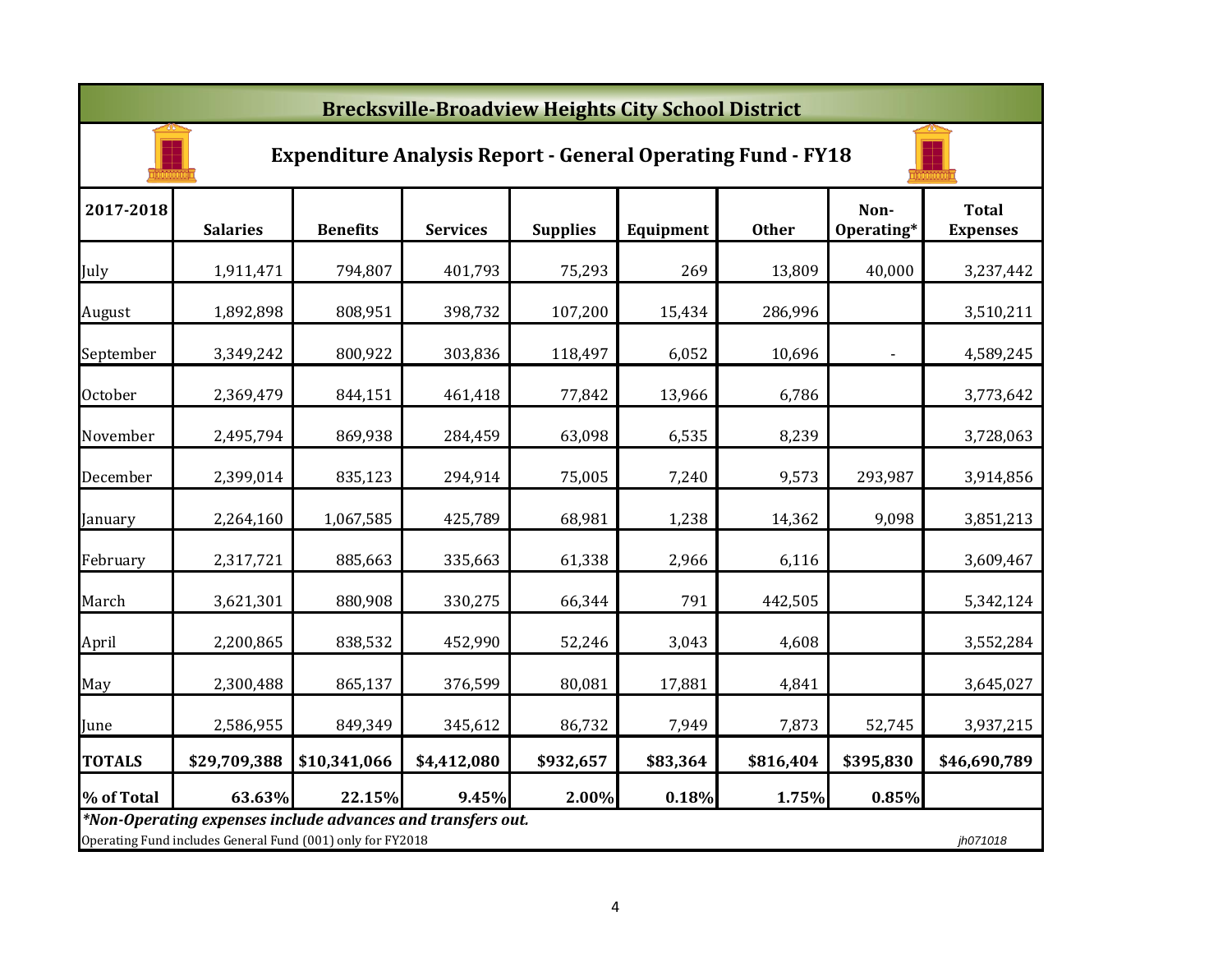# Brecksville-Broadview Heights City School District

## Expenditure Analysis Report - General Operating Fund - FY18

| 2017-2018 | Salaries | Benefits | Services | Supplies | Equipment | Other | Non-Operating* | Total Expenses |
|---|---|---|---|---|---|---|---|---|
| July | 1,911,471 | 794,807 | 401,793 | 75,293 | 269 | 13,809 | 40,000 | 3,237,442 |
| August | 1,892,898 | 808,951 | 398,732 | 107,200 | 15,434 | 286,996 | | 3,510,211 |
| September | 3,349,242 | 800,922 | 303,836 | 118,497 | 6,052 | 10,696 | - | 4,589,245 |
| October | 2,369,479 | 844,151 | 461,418 | 77,842 | 13,966 | 6,786 | | 3,773,642 |
| November | 2,495,794 | 869,938 | 284,459 | 63,098 | 6,535 | 8,239 | | 3,728,063 |
| December | 2,399,014 | 835,123 | 294,914 | 75,005 | 7,240 | 9,573 | 293,987 | 3,914,856 |
| January | 2,264,160 | 1,067,585 | 425,789 | 68,981 | 1,238 | 14,362 | 9,098 | 3,851,213 |
| February | 2,317,721 | 885,663 | 335,663 | 61,338 | 2,966 | 6,116 | | 3,609,467 |
| March | 3,621,301 | 880,908 | 330,275 | 66,344 | 791 | 442,505 | | 5,342,124 |
| April | 2,200,865 | 838,532 | 452,990 | 52,246 | 3,043 | 4,608 | | 3,552,284 |
| May | 2,300,488 | 865,137 | 376,599 | 80,081 | 17,881 | 4,841 | | 3,645,027 |
| June | 2,586,955 | 849,349 | 345,612 | 86,732 | 7,949 | 7,873 | 52,745 | 3,937,215 |
| **TOTALS** | **$29,709,388** | **$10,341,066** | **$4,412,080** | **$932,657** | **$83,364** | **$816,404** | **$395,830** | **$46,690,789** |
| **% of Total** | **63.63%** | **22.15%** | **9.45%** | **2.00%** | **0.18%** | **1.75%** | **0.85%** | |

***Non-Operating expenses include advances and transfers out.***

Operating Fund includes General Fund (001) only for FY2018

*jh071018*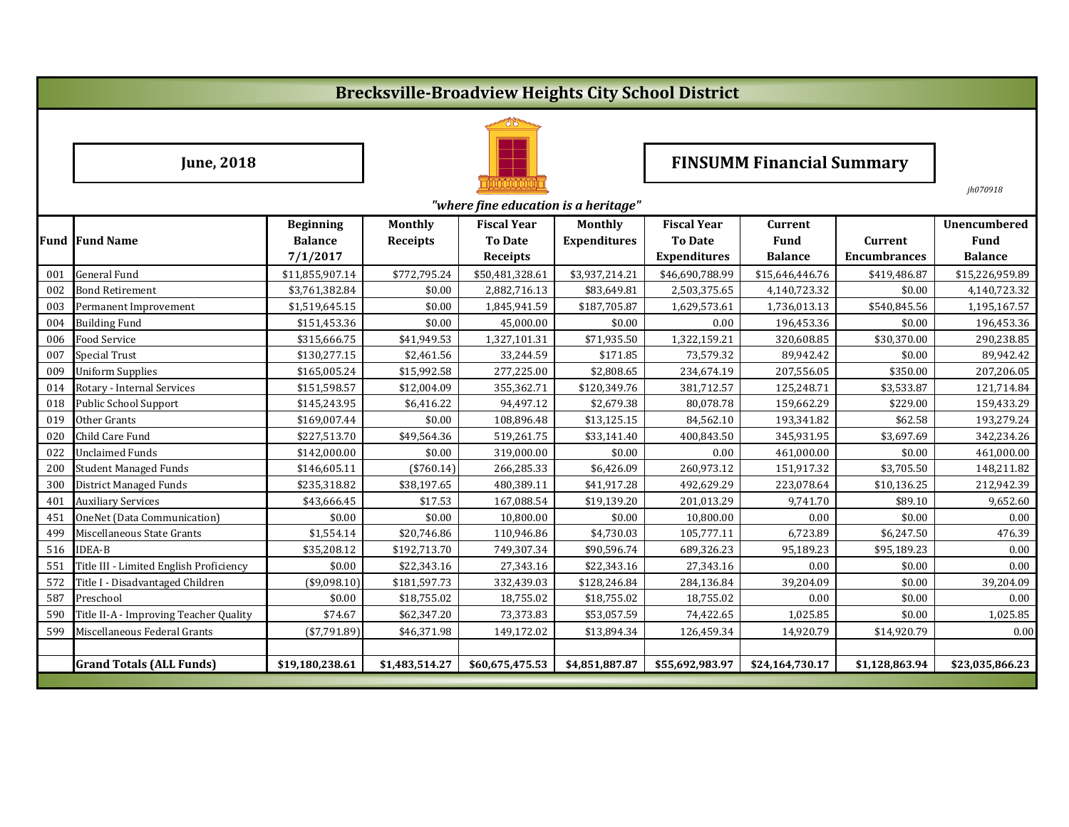# Brecksville-Broadview Heights City School District

**June, 2018**

**FINSUMM Financial Summary**

*jh070918*

*"where fine education is a heritage"*

| Fund | Fund Name | Beginning Balance 7/1/2017 | Monthly Receipts | Fiscal Year To Date Receipts | Monthly Expenditures | Fiscal Year To Date Expenditures | Current Fund Balance | Current Encumbrances | Unencumbered Fund Balance |
|---|---|---|---|---|---|---|---|---|---|
| 001 | General Fund | $11,855,907.14 | $772,795.24 | $50,481,328.61 | $3,937,214.21 | $46,690,788.99 | $15,646,446.76 | $419,486.87 | $15,226,959.89 |
| 002 | Bond Retirement | $3,761,382.84 | $0.00 | 2,882,716.13 | $83,649.81 | 2,503,375.65 | 4,140,723.32 | $0.00 | 4,140,723.32 |
| 003 | Permanent Improvement | $1,519,645.15 | $0.00 | 1,845,941.59 | $187,705.87 | 1,629,573.61 | 1,736,013.13 | $540,845.56 | 1,195,167.57 |
| 004 | Building Fund | $151,453.36 | $0.00 | 45,000.00 | $0.00 | 0.00 | 196,453.36 | $0.00 | 196,453.36 |
| 006 | Food Service | $315,666.75 | $41,949.53 | 1,327,101.31 | $71,935.50 | 1,322,159.21 | 320,608.85 | $30,370.00 | 290,238.85 |
| 007 | Special Trust | $130,277.15 | $2,461.56 | 33,244.59 | $171.85 | 73,579.32 | 89,942.42 | $0.00 | 89,942.42 |
| 009 | Uniform Supplies | $165,005.24 | $15,992.58 | 277,225.00 | $2,808.65 | 234,674.19 | 207,556.05 | $350.00 | 207,206.05 |
| 014 | Rotary - Internal Services | $151,598.57 | $12,004.09 | 355,362.71 | $120,349.76 | 381,712.57 | 125,248.71 | $3,533.87 | 121,714.84 |
| 018 | Public School Support | $145,243.95 | $6,416.22 | 94,497.12 | $2,679.38 | 80,078.78 | 159,662.29 | $229.00 | 159,433.29 |
| 019 | Other Grants | $169,007.44 | $0.00 | 108,896.48 | $13,125.15 | 84,562.10 | 193,341.82 | $62.58 | 193,279.24 |
| 020 | Child Care Fund | $227,513.70 | $49,564.36 | 519,261.75 | $33,141.40 | 400,843.50 | 345,931.95 | $3,697.69 | 342,234.26 |
| 022 | Unclaimed Funds | $142,000.00 | $0.00 | 319,000.00 | $0.00 | 0.00 | 461,000.00 | $0.00 | 461,000.00 |
| 200 | Student Managed Funds | $146,605.11 | ($760.14) | 266,285.33 | $6,426.09 | 260,973.12 | 151,917.32 | $3,705.50 | 148,211.82 |
| 300 | District Managed Funds | $235,318.82 | $38,197.65 | 480,389.11 | $41,917.28 | 492,629.29 | 223,078.64 | $10,136.25 | 212,942.39 |
| 401 | Auxiliary Services | $43,666.45 | $17.53 | 167,088.54 | $19,139.20 | 201,013.29 | 9,741.70 | $89.10 | 9,652.60 |
| 451 | OneNet (Data Communication) | $0.00 | $0.00 | 10,800.00 | $0.00 | 10,800.00 | 0.00 | $0.00 | 0.00 |
| 499 | Miscellaneous State Grants | $1,554.14 | $20,746.86 | 110,946.86 | $4,730.03 | 105,777.11 | 6,723.89 | $6,247.50 | 476.39 |
| 516 | IDEA-B | $35,208.12 | $192,713.70 | 749,307.34 | $90,596.74 | 689,326.23 | 95,189.23 | $95,189.23 | 0.00 |
| 551 | Title III - Limited English Proficiency | $0.00 | $22,343.16 | 27,343.16 | $22,343.16 | 27,343.16 | 0.00 | $0.00 | 0.00 |
| 572 | Title I - Disadvantaged Children | ($9,098.10) | $181,597.73 | 332,439.03 | $128,246.84 | 284,136.84 | 39,204.09 | $0.00 | 39,204.09 |
| 587 | Preschool | $0.00 | $18,755.02 | 18,755.02 | $18,755.02 | 18,755.02 | 0.00 | $0.00 | 0.00 |
| 590 | Title II-A - Improving Teacher Quality | $74.67 | $62,347.20 | 73,373.83 | $53,057.59 | 74,422.65 | 1,025.85 | $0.00 | 1,025.85 |
| 599 | Miscellaneous Federal Grants | ($7,791.89) | $46,371.98 | 149,172.02 | $13,894.34 | 126,459.34 | 14,920.79 | $14,920.79 | 0.00 |
| | | | | | | | | | |
| | **Grand Totals (ALL Funds)** | **$19,180,238.61** | **$1,483,514.27** | **$60,675,475.53** | **$4,851,887.87** | **$55,692,983.97** | **$24,164,730.17** | **$1,128,863.94** | **$23,035,866.23** |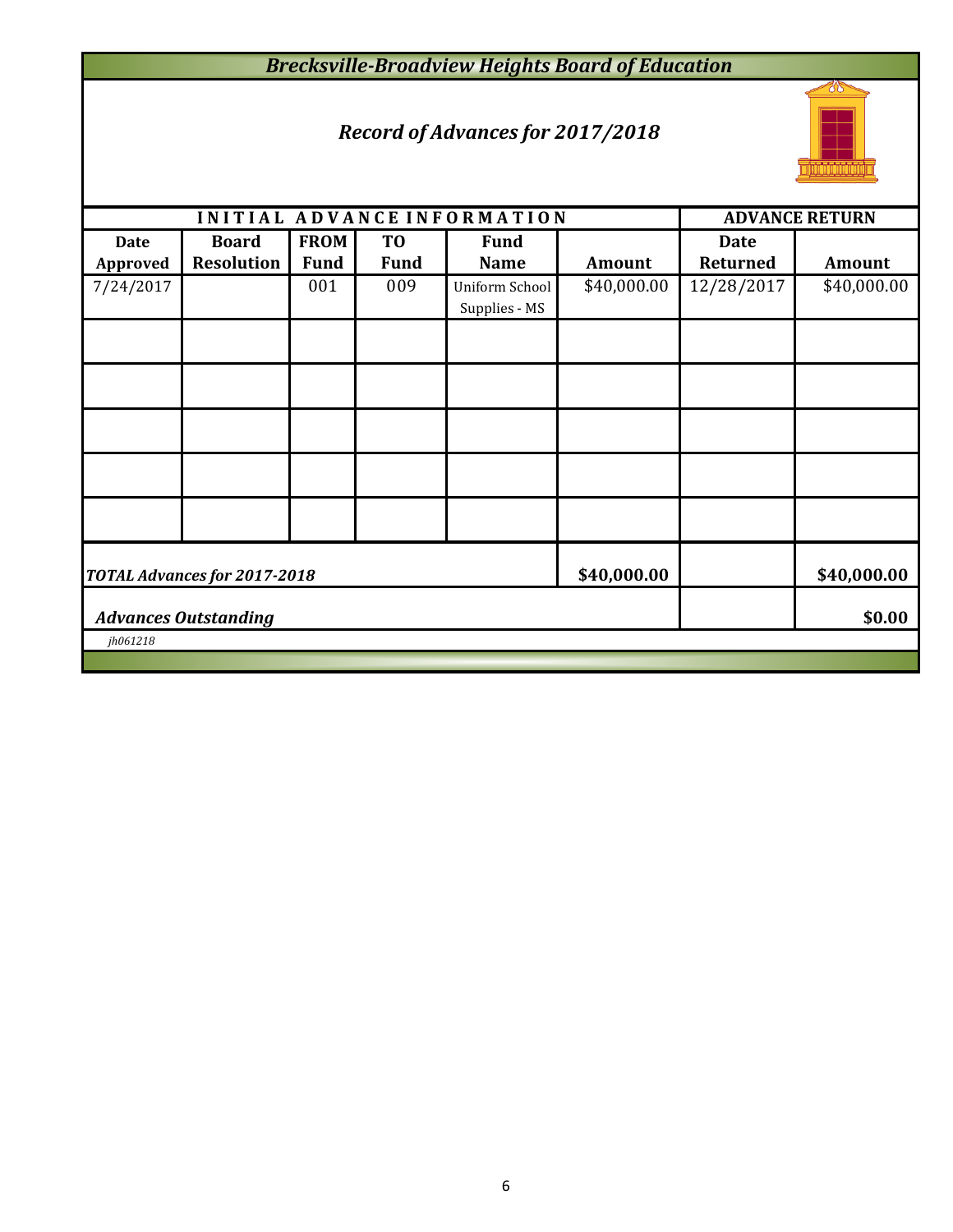# Brecksville-Broadview Heights Board of Education

## Record of Advances for 2017/2018

| INITIAL ADVANCE INFORMATION | | | | | | ADVANCE RETURN | |
|---|---|---|---|---|---|---|---|
| Date Approved | Board Resolution | FROM Fund | TO Fund | Fund Name | Amount | Date Returned | Amount |
| 7/24/2017 | | 001 | 009 | Uniform School Supplies - MS | $40,000.00 | 12/28/2017 | $40,000.00 |
| | | | | | | | |
| | | | | | | | |
| | | | | | | | |
| | | | | | | | |
| | | | | | | | |
| ***TOTAL Advances for 2017-2018*** | | | | | **$40,000.00** | | **$40,000.00** |
| ***Advances Outstanding*** | | | | | | | **$0.00** |

*jh061218*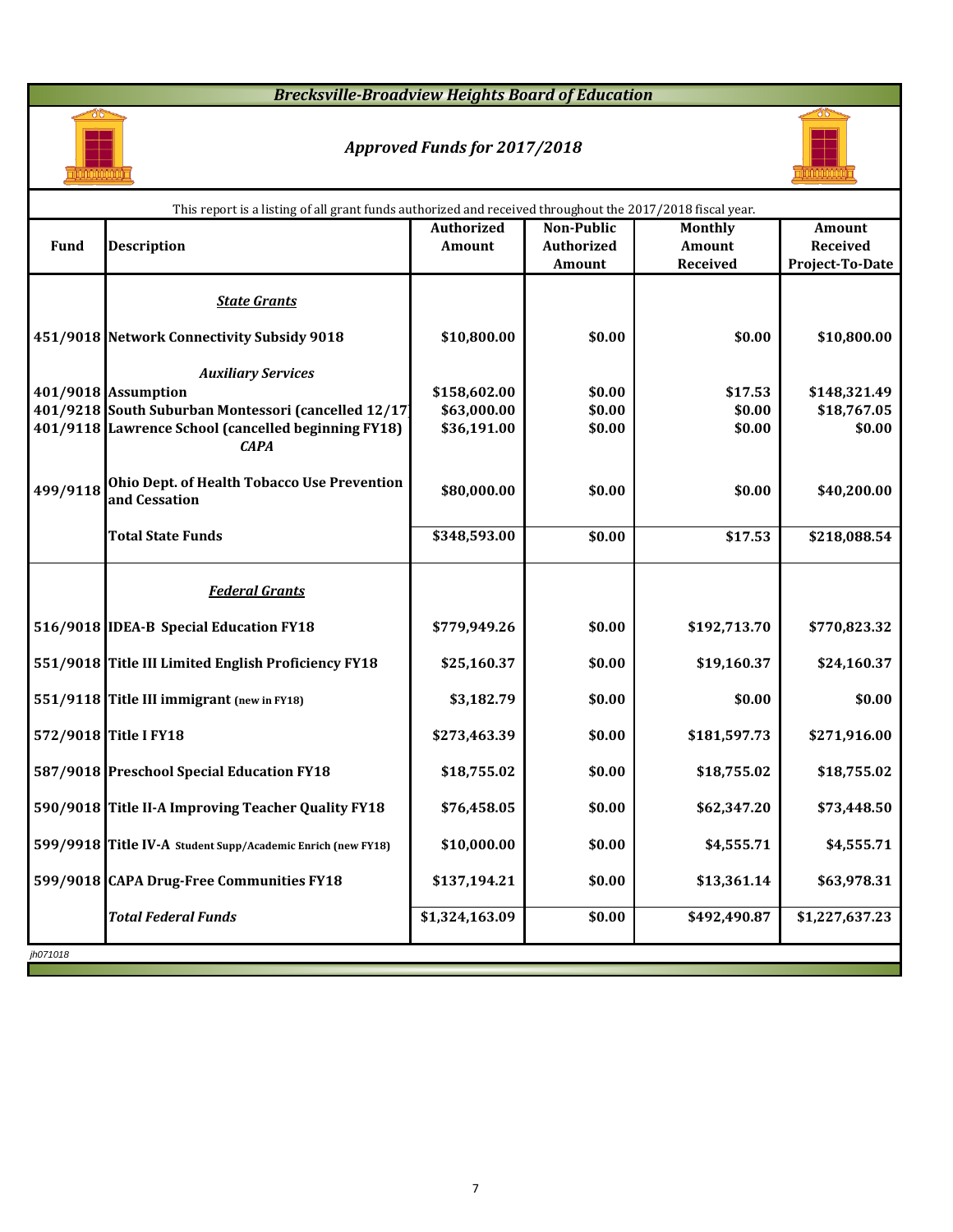# Brecksville-Broadview Heights Board of Education

## Approved Funds for 2017/2018

This report is a listing of all grant funds authorized and received throughout the 2017/2018 fiscal year.

| Fund | Description | Authorized Amount | Non-Public Authorized Amount | Monthly Amount Received | Amount Received Project-To-Date |
|---|---|---|---|---|---|
| | ***State Grants*** | | | | |
| 451/9018 | **Network Connectivity Subsidy 9018** | $10,800.00 | $0.00 | $0.00 | $10,800.00 |
| | ***Auxiliary Services*** | | | | |
| 401/9018 | **Assumption** | $158,602.00 | $0.00 | $17.53 | $148,321.49 |
| 401/9218 | **South Suburban Montessori (cancelled 12/17)** | $63,000.00 | $0.00 | $0.00 | $18,767.05 |
| 401/9118 | **Lawrence School (cancelled beginning FY18)** | $36,191.00 | $0.00 | $0.00 | $0.00 |
| | ***CAPA*** | | | | |
| 499/9118 | **Ohio Dept. of Health Tobacco Use Prevention and Cessation** | $80,000.00 | $0.00 | $0.00 | $40,200.00 |
| | **Total State Funds** | $348,593.00 | $0.00 | $17.53 | $218,088.54 |
| | ***Federal Grants*** | | | | |
| 516/9018 | **IDEA-B Special Education FY18** | $779,949.26 | $0.00 | $192,713.70 | $770,823.32 |
| 551/9018 | **Title III Limited English Proficiency FY18** | $25,160.37 | $0.00 | $19,160.37 | $24,160.37 |
| 551/9118 | **Title III immigrant (new in FY18)** | $3,182.79 | $0.00 | $0.00 | $0.00 |
| 572/9018 | **Title I FY18** | $273,463.39 | $0.00 | $181,597.73 | $271,916.00 |
| 587/9018 | **Preschool Special Education FY18** | $18,755.02 | $0.00 | $18,755.02 | $18,755.02 |
| 590/9018 | **Title II-A Improving Teacher Quality FY18** | $76,458.05 | $0.00 | $62,347.20 | $73,448.50 |
| 599/9918 | **Title IV-A Student Supp/Academic Enrich (new FY18)** | $10,000.00 | $0.00 | $4,555.71 | $4,555.71 |
| 599/9018 | **CAPA Drug-Free Communities FY18** | $137,194.21 | $0.00 | $13,361.14 | $63,978.31 |
| | ***Total Federal Funds*** | $1,324,163.09 | $0.00 | $492,490.87 | $1,227,637.23 |

jh071018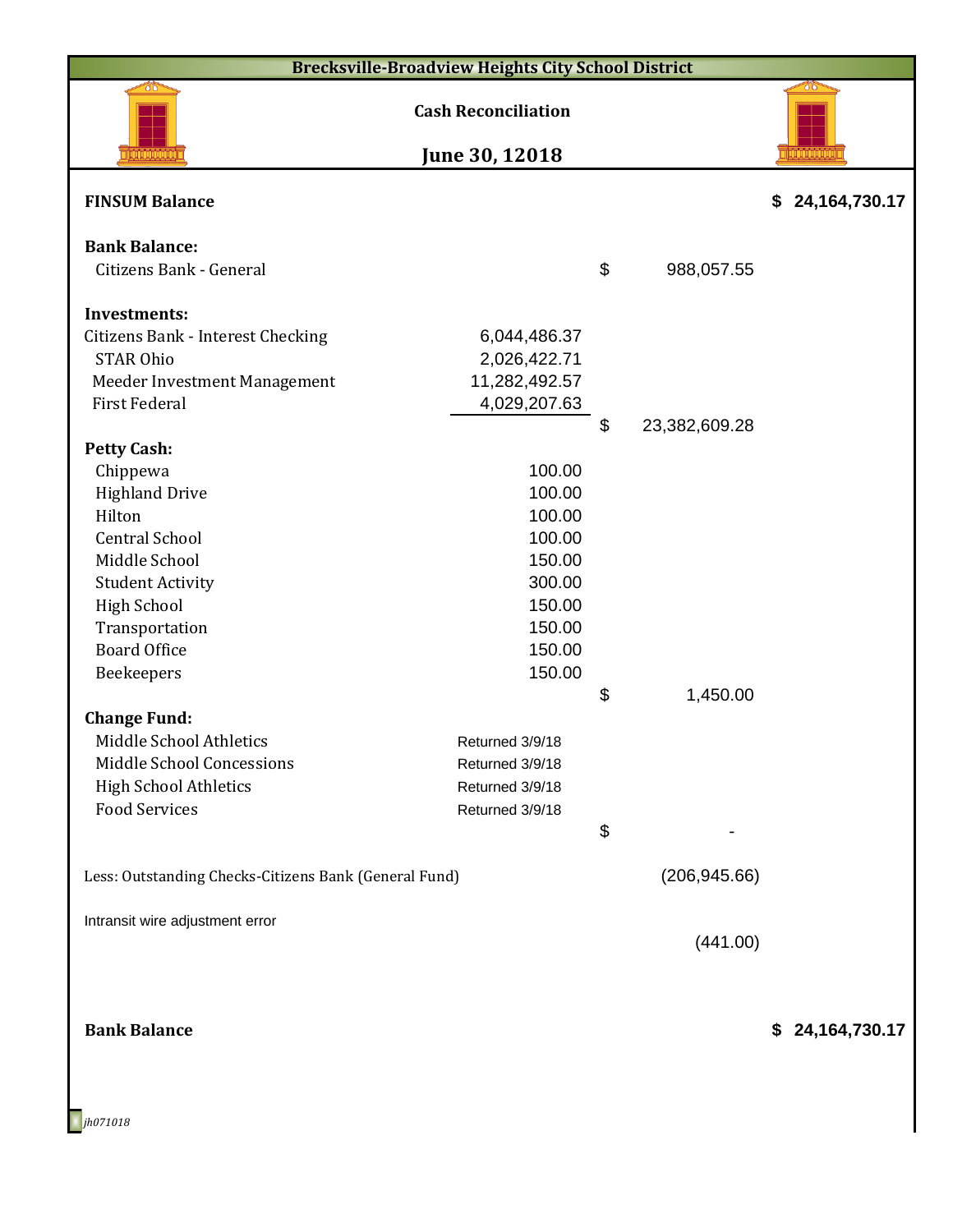# Brecksville-Broadview Heights City School District

## Cash Reconciliation

## June 30, 12018

| | | | |
|---|---|---|---|
| **FINSUM Balance** | | | $ 24,164,730.17 |
| | | | |
| **Bank Balance:** | | | |
| Citizens Bank - General | | $ 988,057.55 | |
| | | | |
| **Investments:** | | | |
| Citizens Bank - Interest Checking | 6,044,486.37 | | |
| STAR Ohio | 2,026,422.71 | | |
| Meeder Investment Management | 11,282,492.57 | | |
| First Federal | 4,029,207.63 | | |
| | | $ 23,382,609.28 | |
| **Petty Cash:** | | | |
| Chippewa | 100.00 | | |
| Highland Drive | 100.00 | | |
| Hilton | 100.00 | | |
| Central School | 100.00 | | |
| Middle School | 150.00 | | |
| Student Activity | 300.00 | | |
| High School | 150.00 | | |
| Transportation | 150.00 | | |
| Board Office | 150.00 | | |
| Beekeepers | 150.00 | | |
| | | $ 1,450.00 | |
| **Change Fund:** | | | |
| Middle School Athletics | Returned 3/9/18 | | |
| Middle School Concessions | Returned 3/9/18 | | |
| High School Athletics | Returned 3/9/18 | | |
| Food Services | Returned 3/9/18 | | |
| | | $ - | |
| | | | |
| Less: Outstanding Checks-Citizens Bank (General Fund) | | (206,945.66) | |
| | | | |
| Intransit wire adjustment error | | (441.00) | |
| | | | |
| **Bank Balance** | | | $ 24,164,730.17 |

*jh071018*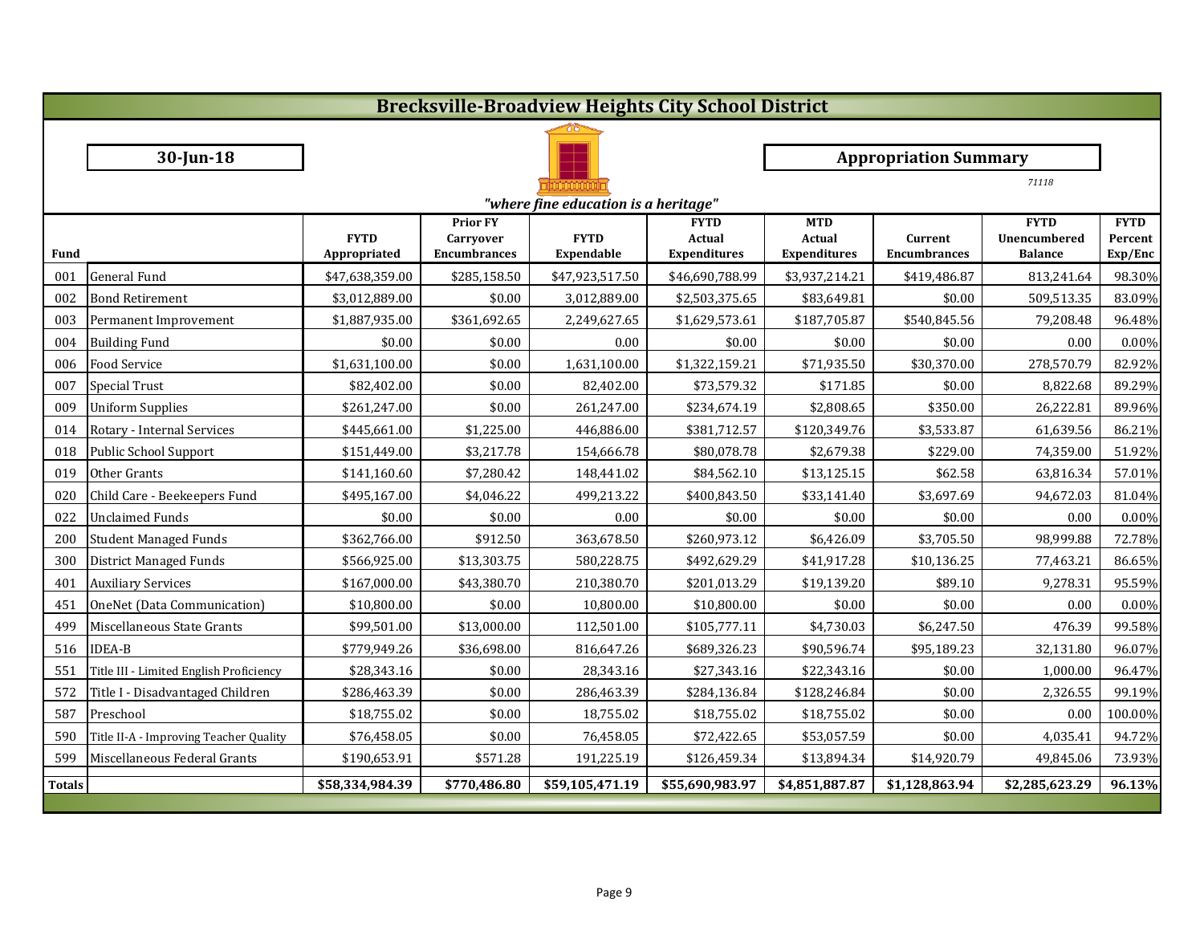# Brecksville-Broadview Heights City School District

**30-Jun-18**

**Appropriation Summary**

71118

*"where fine education is a heritage"*

| Fund | | FYTD Appropriated | Prior FY Carryover Encumbrances | FYTD Expendable | FYTD Actual Expenditures | MTD Actual Expenditures | Current Encumbrances | FYTD Unencumbered Balance | FYTD Percent Exp/Enc |
|---|---|---|---|---|---|---|---|---|---|
| 001 | General Fund | $47,638,359.00 | $285,158.50 | $47,923,517.50 | $46,690,788.99 | $3,937,214.21 | $419,486.87 | 813,241.64 | 98.30% |
| 002 | Bond Retirement | $3,012,889.00 | $0.00 | 3,012,889.00 | $2,503,375.65 | $83,649.81 | $0.00 | 509,513.35 | 83.09% |
| 003 | Permanent Improvement | $1,887,935.00 | $361,692.65 | 2,249,627.65 | $1,629,573.61 | $187,705.87 | $540,845.56 | 79,208.48 | 96.48% |
| 004 | Building Fund | $0.00 | $0.00 | 0.00 | $0.00 | $0.00 | $0.00 | 0.00 | 0.00% |
| 006 | Food Service | $1,631,100.00 | $0.00 | 1,631,100.00 | $1,322,159.21 | $71,935.50 | $30,370.00 | 278,570.79 | 82.92% |
| 007 | Special Trust | $82,402.00 | $0.00 | 82,402.00 | $73,579.32 | $171.85 | $0.00 | 8,822.68 | 89.29% |
| 009 | Uniform Supplies | $261,247.00 | $0.00 | 261,247.00 | $234,674.19 | $2,808.65 | $350.00 | 26,222.81 | 89.96% |
| 014 | Rotary - Internal Services | $445,661.00 | $1,225.00 | 446,886.00 | $381,712.57 | $120,349.76 | $3,533.87 | 61,639.56 | 86.21% |
| 018 | Public School Support | $151,449.00 | $3,217.78 | 154,666.78 | $80,078.78 | $2,679.38 | $229.00 | 74,359.00 | 51.92% |
| 019 | Other Grants | $141,160.60 | $7,280.42 | 148,441.02 | $84,562.10 | $13,125.15 | $62.58 | 63,816.34 | 57.01% |
| 020 | Child Care - Beekeepers Fund | $495,167.00 | $4,046.22 | 499,213.22 | $400,843.50 | $33,141.40 | $3,697.69 | 94,672.03 | 81.04% |
| 022 | Unclaimed Funds | $0.00 | $0.00 | 0.00 | $0.00 | $0.00 | $0.00 | 0.00 | 0.00% |
| 200 | Student Managed Funds | $362,766.00 | $912.50 | 363,678.50 | $260,973.12 | $6,426.09 | $3,705.50 | 98,999.88 | 72.78% |
| 300 | District Managed Funds | $566,925.00 | $13,303.75 | 580,228.75 | $492,629.29 | $41,917.28 | $10,136.25 | 77,463.21 | 86.65% |
| 401 | Auxiliary Services | $167,000.00 | $43,380.70 | 210,380.70 | $201,013.29 | $19,139.20 | $89.10 | 9,278.31 | 95.59% |
| 451 | OneNet (Data Communication) | $10,800.00 | $0.00 | 10,800.00 | $10,800.00 | $0.00 | $0.00 | 0.00 | 0.00% |
| 499 | Miscellaneous State Grants | $99,501.00 | $13,000.00 | 112,501.00 | $105,777.11 | $4,730.03 | $6,247.50 | 476.39 | 99.58% |
| 516 | IDEA-B | $779,949.26 | $36,698.00 | 816,647.26 | $689,326.23 | $90,596.74 | $95,189.23 | 32,131.80 | 96.07% |
| 551 | Title III - Limited English Proficiency | $28,343.16 | $0.00 | 28,343.16 | $27,343.16 | $22,343.16 | $0.00 | 1,000.00 | 96.47% |
| 572 | Title I - Disadvantaged Children | $286,463.39 | $0.00 | 286,463.39 | $284,136.84 | $128,246.84 | $0.00 | 2,326.55 | 99.19% |
| 587 | Preschool | $18,755.02 | $0.00 | 18,755.02 | $18,755.02 | $18,755.02 | $0.00 | 0.00 | 100.00% |
| 590 | Title II-A - Improving Teacher Quality | $76,458.05 | $0.00 | 76,458.05 | $72,422.65 | $53,057.59 | $0.00 | 4,035.41 | 94.72% |
| 599 | Miscellaneous Federal Grants | $190,653.91 | $571.28 | 191,225.19 | $126,459.34 | $13,894.34 | $14,920.79 | 49,845.06 | 73.93% |
| **Totals** | | **$58,334,984.39** | **$770,486.80** | **$59,105,471.19** | **$55,690,983.97** | **$4,851,887.87** | **$1,128,863.94** | **$2,285,623.29** | **96.13%** |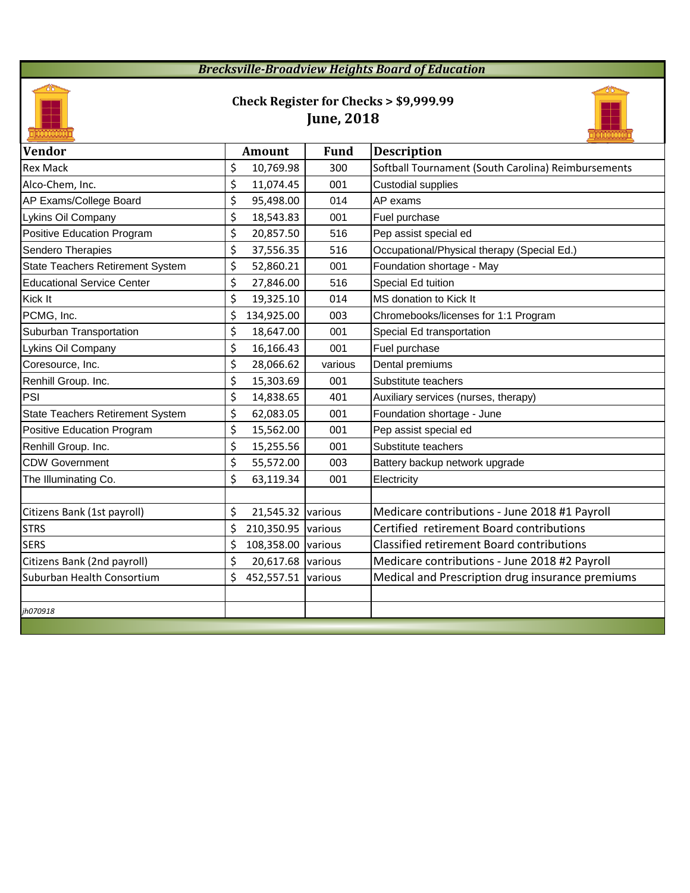***Brecksville-Broadview Heights Board of Education***

## Check Register for Checks > $9,999.99
## June, 2018

| Vendor | Amount | Fund | Description |
|---|---|---|---|
| Rex Mack | $ 10,769.98 | 300 | Softball Tournament (South Carolina) Reimbursements |
| Alco-Chem, Inc. | $ 11,074.45 | 001 | Custodial supplies |
| AP Exams/College Board | $ 95,498.00 | 014 | AP exams |
| Lykins Oil Company | $ 18,543.83 | 001 | Fuel purchase |
| Positive Education Program | $ 20,857.50 | 516 | Pep assist special ed |
| Sendero Therapies | $ 37,556.35 | 516 | Occupational/Physical therapy (Special Ed.) |
| State Teachers Retirement System | $ 52,860.21 | 001 | Foundation shortage - May |
| Educational Service Center | $ 27,846.00 | 516 | Special Ed tuition |
| Kick It | $ 19,325.10 | 014 | MS donation to Kick It |
| PCMG, Inc. | $ 134,925.00 | 003 | Chromebooks/licenses for 1:1 Program |
| Suburban Transportation | $ 18,647.00 | 001 | Special Ed transportation |
| Lykins Oil Company | $ 16,166.43 | 001 | Fuel purchase |
| Coresource, Inc. | $ 28,066.62 | various | Dental premiums |
| Renhill Group. Inc. | $ 15,303.69 | 001 | Substitute teachers |
| PSI | $ 14,838.65 | 401 | Auxiliary services (nurses, therapy) |
| State Teachers Retirement System | $ 62,083.05 | 001 | Foundation shortage - June |
| Positive Education Program | $ 15,562.00 | 001 | Pep assist special ed |
| Renhill Group. Inc. | $ 15,255.56 | 001 | Substitute teachers |
| CDW Government | $ 55,572.00 | 003 | Battery backup network upgrade |
| The Illuminating Co. | $ 63,119.34 | 001 | Electricity |
| | | | |
| Citizens Bank (1st payroll) | $ 21,545.32 | various | Medicare contributions - June 2018 #1 Payroll |
| STRS | $ 210,350.95 | various | Certified retirement Board contributions |
| SERS | $ 108,358.00 | various | Classified retirement Board contributions |
| Citizens Bank (2nd payroll) | $ 20,617.68 | various | Medicare contributions - June 2018 #2 Payroll |
| Suburban Health Consortium | $ 452,557.51 | various | Medical and Prescription drug insurance premiums |
| | | | |
| *jh070918* | | | |